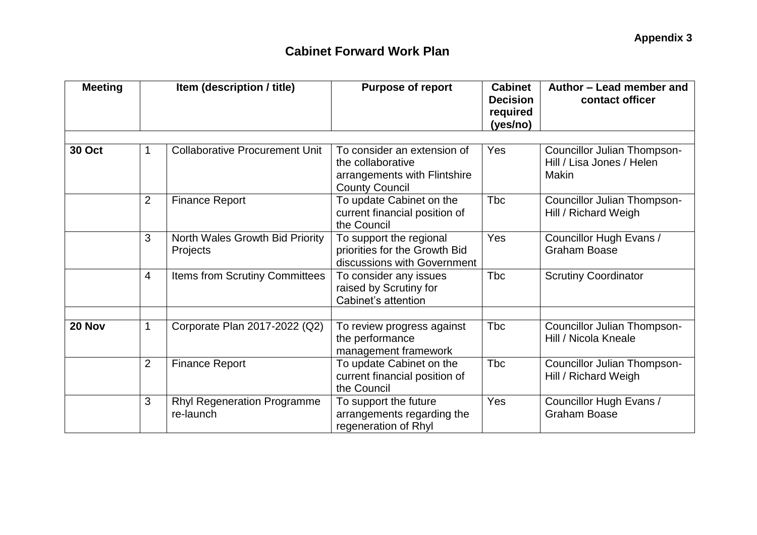**Appendix 3**

## Cabinet Forward Work Plan

| Meeting | Item (description / title) | | Purpose of report | Cabinet Decision required (yes/no) | Author – Lead member and contact officer |
|---|---|---|---|---|---|
| | | | | | |
| **30 Oct** | 1 | Collaborative Procurement Unit | To consider an extension of the collaborative arrangements with Flintshire County Council | Yes | Councillor Julian Thompson-Hill / Lisa Jones / Helen Makin |
| | 2 | Finance Report | To update Cabinet on the current financial position of the Council | Tbc | Councillor Julian Thompson-Hill / Richard Weigh |
| | 3 | North Wales Growth Bid Priority Projects | To support the regional priorities for the Growth Bid discussions with Government | Yes | Councillor Hugh Evans / Graham Boase |
| | 4 | Items from Scrutiny Committees | To consider any issues raised by Scrutiny for Cabinet's attention | Tbc | Scrutiny Coordinator |
| | | | | | |
| **20 Nov** | 1 | Corporate Plan 2017-2022 (Q2) | To review progress against the performance management framework | Tbc | Councillor Julian Thompson-Hill / Nicola Kneale |
| | 2 | Finance Report | To update Cabinet on the current financial position of the Council | Tbc | Councillor Julian Thompson-Hill / Richard Weigh |
| | 3 | Rhyl Regeneration Programme re-launch | To support the future arrangements regarding the regeneration of Rhyl | Yes | Councillor Hugh Evans / Graham Boase |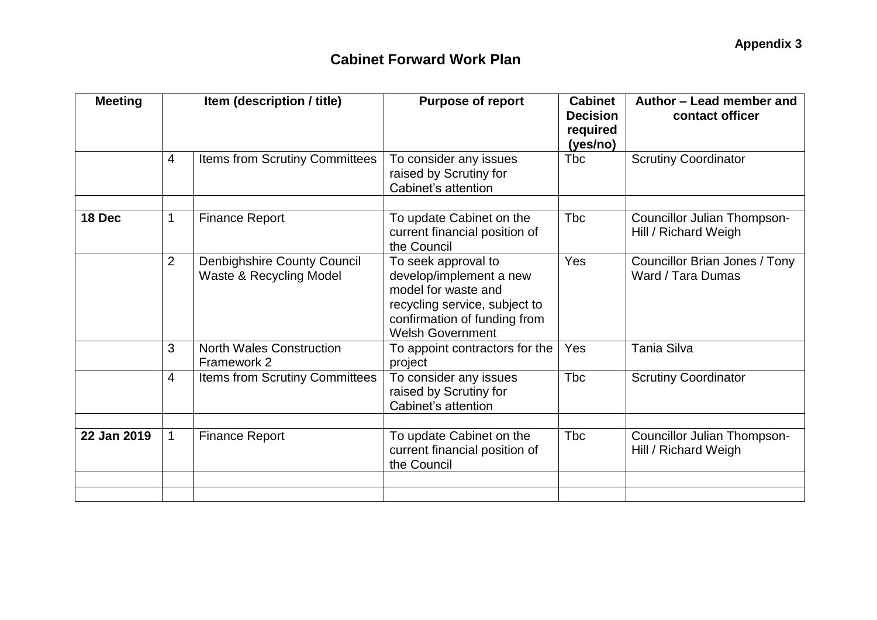**Appendix 3**

## Cabinet Forward Work Plan

| Meeting | Item (description / title) | | Purpose of report | Cabinet Decision required (yes/no) | Author – Lead member and contact officer |
|---|---|---|---|---|---|
| | 4 | Items from Scrutiny Committees | To consider any issues raised by Scrutiny for Cabinet's attention | Tbc | Scrutiny Coordinator |
| | | | | | |
| **18 Dec** | 1 | Finance Report | To update Cabinet on the current financial position of the Council | Tbc | Councillor Julian Thompson-Hill / Richard Weigh |
| | 2 | Denbighshire County Council Waste & Recycling Model | To seek approval to develop/implement a new model for waste and recycling service, subject to confirmation of funding from Welsh Government | Yes | Councillor Brian Jones / Tony Ward / Tara Dumas |
| | 3 | North Wales Construction Framework 2 | To appoint contractors for the project | Yes | Tania Silva |
| | 4 | Items from Scrutiny Committees | To consider any issues raised by Scrutiny for Cabinet's attention | Tbc | Scrutiny Coordinator |
| | | | | | |
| **22 Jan 2019** | 1 | Finance Report | To update Cabinet on the current financial position of the Council | Tbc | Councillor Julian Thompson-Hill / Richard Weigh |
| | | | | | |
| | | | | | |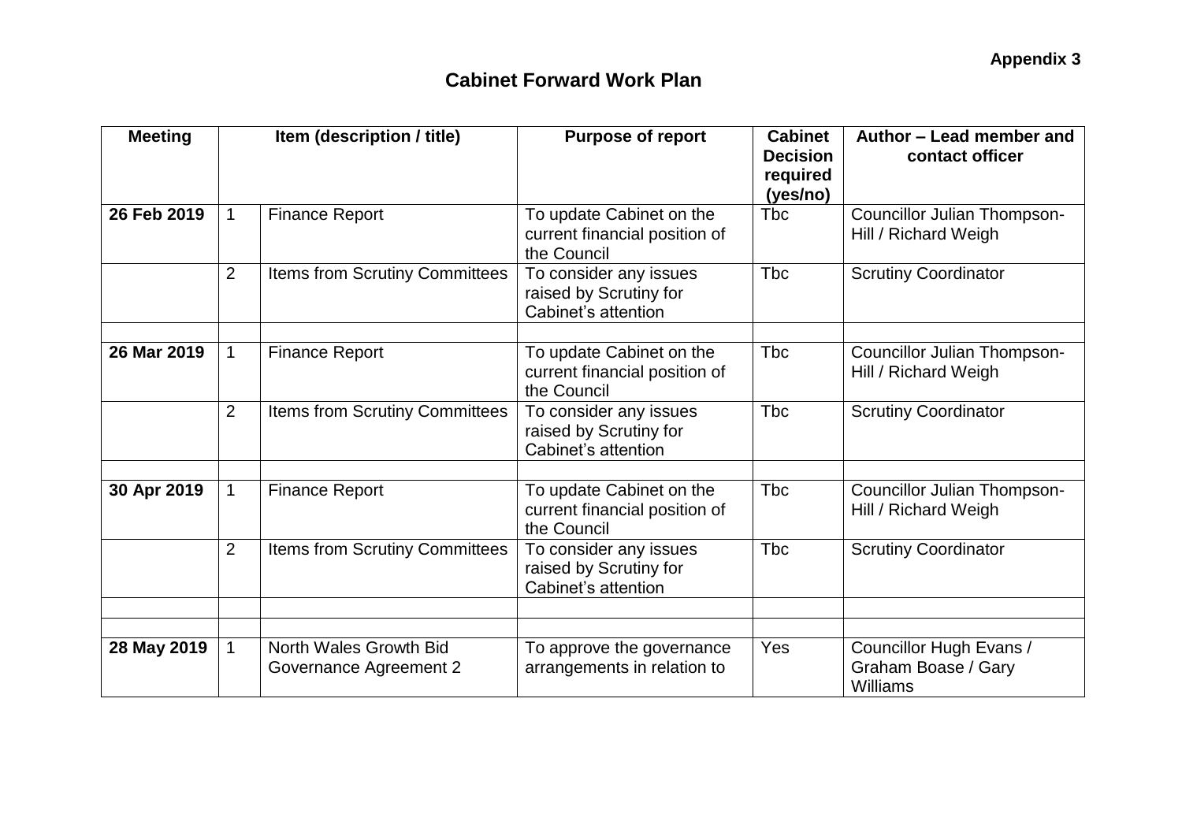**Appendix 3**

## Cabinet Forward Work Plan

| Meeting | | Item (description / title) | Purpose of report | Cabinet Decision required (yes/no) | Author – Lead member and contact officer |
|---|---|---|---|---|---|
| **26 Feb 2019** | 1 | Finance Report | To update Cabinet on the current financial position of the Council | Tbc | Councillor Julian Thompson-Hill / Richard Weigh |
| | 2 | Items from Scrutiny Committees | To consider any issues raised by Scrutiny for Cabinet's attention | Tbc | Scrutiny Coordinator |
| | | | | | |
| **26 Mar 2019** | 1 | Finance Report | To update Cabinet on the current financial position of the Council | Tbc | Councillor Julian Thompson-Hill / Richard Weigh |
| | 2 | Items from Scrutiny Committees | To consider any issues raised by Scrutiny for Cabinet's attention | Tbc | Scrutiny Coordinator |
| | | | | | |
| **30 Apr 2019** | 1 | Finance Report | To update Cabinet on the current financial position of the Council | Tbc | Councillor Julian Thompson-Hill / Richard Weigh |
| | 2 | Items from Scrutiny Committees | To consider any issues raised by Scrutiny for Cabinet's attention | Tbc | Scrutiny Coordinator |
| | | | | | |
| | | | | | |
| **28 May 2019** | 1 | North Wales Growth Bid Governance Agreement 2 | To approve the governance arrangements in relation to | Yes | Councillor Hugh Evans / Graham Boase / Gary Williams |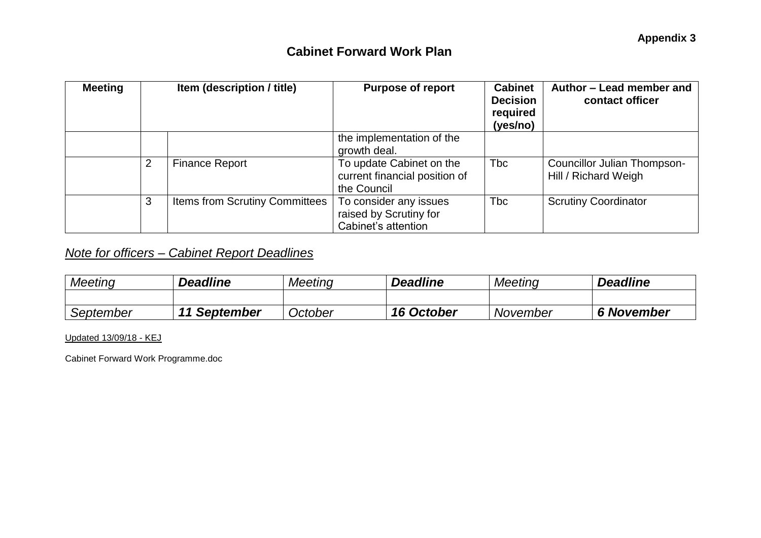**Appendix 3**

## Cabinet Forward Work Plan

| Meeting | Item (description / title) | | Purpose of report | Cabinet Decision required (yes/no) | Author – Lead member and contact officer |
|---|---|---|---|---|---|
| | | | the implementation of the growth deal. | | |
| | 2 | Finance Report | To update Cabinet on the current financial position of the Council | Tbc | Councillor Julian Thompson-Hill / Richard Weigh |
| | 3 | Items from Scrutiny Committees | To consider any issues raised by Scrutiny for Cabinet's attention | Tbc | Scrutiny Coordinator |

*Note for officers – Cabinet Report Deadlines*

| *Meeting* | ***Deadline*** | *Meeting* | ***Deadline*** | *Meeting* | ***Deadline*** |
|---|---|---|---|---|---|
| | | | | | |
| *September* | ***11 September*** | *October* | ***16 October*** | *November* | ***6 November*** |

Updated 13/09/18 - KEJ

Cabinet Forward Work Programme.doc